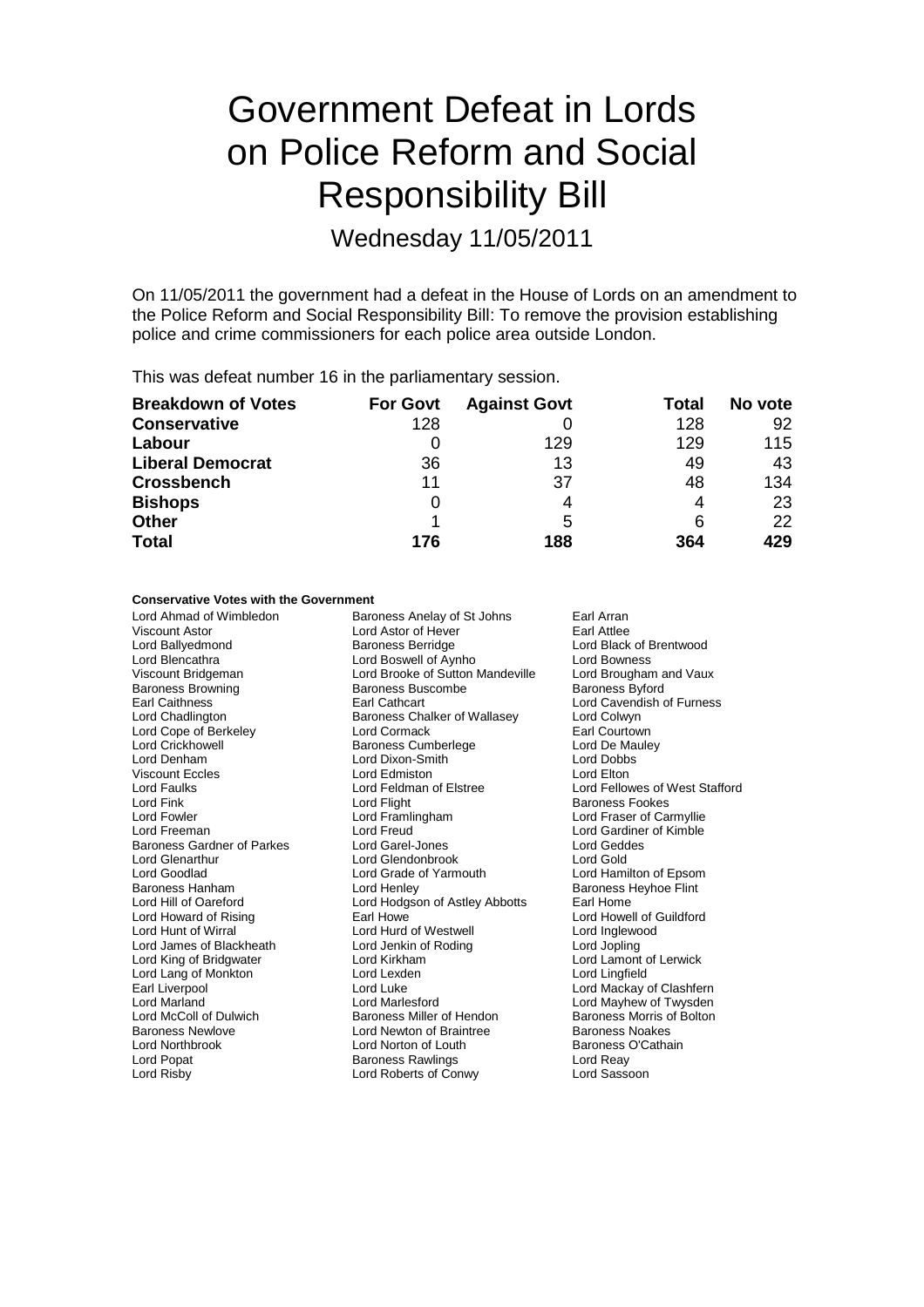# Government Defeat in Lords on Police Reform and Social Responsibility Bill

Wednesday 11/05/2011

On 11/05/2011 the government had a defeat in the House of Lords on an amendment to the Police Reform and Social Responsibility Bill: To remove the provision establishing police and crime commissioners for each police area outside London.

This was defeat number 16 in the parliamentary session.

| Breakdown of Votes | For Govt | Against Govt | Total | No vote |
|---|---|---|---|---|
| Conservative | 128 | 0 | 128 | 92 |
| Labour | 0 | 129 | 129 | 115 |
| Liberal Democrat | 36 | 13 | 49 | 43 |
| Crossbench | 11 | 37 | 48 | 134 |
| Bishops | 0 | 4 | 4 | 23 |
| Other | 1 | 5 | 6 | 22 |
| Total | 176 | 188 | 364 | 429 |

**Conservative Votes with the Government**

Lord Ahmad of Wimbledon
Baroness Anelay of St Johns
Earl Arran
Viscount Astor
Lord Astor of Hever
Earl Attlee
Lord Ballyedmond
Baroness Berridge
Lord Black of Brentwood
Lord Blencathra
Lord Boswell of Aynho
Lord Bowness
Viscount Bridgeman
Lord Brooke of Sutton Mandeville
Lord Brougham and Vaux
Baroness Browning
Baroness Buscombe
Baroness Byford
Earl Caithness
Earl Cathcart
Lord Cavendish of Furness
Lord Chadlington
Baroness Chalker of Wallasey
Lord Colwyn
Lord Cope of Berkeley
Lord Cormack
Earl Courtown
Lord Crickhowell
Baroness Cumberlege
Lord De Mauley
Lord Denham
Lord Dixon-Smith
Lord Dobbs
Viscount Eccles
Lord Edmiston
Lord Elton
Lord Faulks
Lord Feldman of Elstree
Lord Fellowes of West Stafford
Lord Fink
Lord Flight
Baroness Fookes
Lord Fowler
Lord Framlingham
Lord Fraser of Carmyllie
Lord Freeman
Lord Freud
Lord Gardiner of Kimble
Baroness Gardner of Parkes
Lord Garel-Jones
Lord Geddes
Lord Glenarthur
Lord Glendonbrook
Lord Gold
Lord Goodlad
Lord Grade of Yarmouth
Lord Hamilton of Epsom
Baroness Hanham
Lord Henley
Baroness Heyhoe Flint
Lord Hill of Oareford
Lord Hodgson of Astley Abbotts
Earl Home
Lord Howard of Rising
Earl Howe
Lord Howell of Guildford
Lord Hunt of Wirral
Lord Hurd of Westwell
Lord Inglewood
Lord James of Blackheath
Lord Jenkin of Roding
Lord Jopling
Lord King of Bridgwater
Lord Kirkham
Lord Lamont of Lerwick
Lord Lang of Monkton
Lord Lexden
Lord Lingfield
Earl Liverpool
Lord Luke
Lord Mackay of Clashfern
Lord Marland
Lord Marlesford
Lord Mayhew of Twysden
Lord McColl of Dulwich
Baroness Miller of Hendon
Baroness Morris of Bolton
Baroness Newlove
Lord Newton of Braintree
Baroness Noakes
Lord Northbrook
Lord Norton of Louth
Baroness O'Cathain
Lord Popat
Baroness Rawlings
Lord Reay
Lord Risby
Lord Roberts of Conwy
Lord Sassoon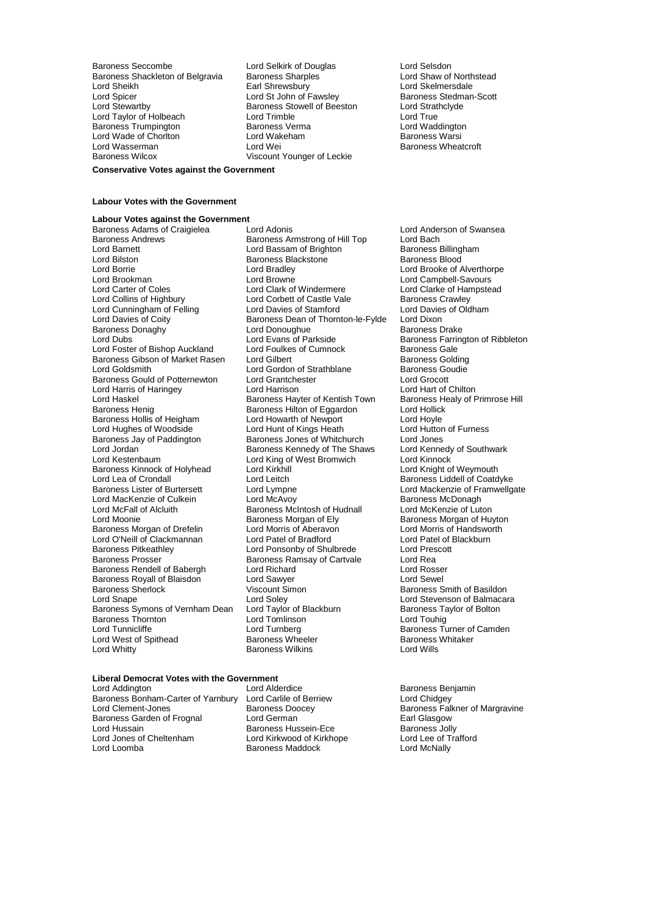Baroness Seccombe Lord Selkirk of Douglas Lord Selsdon
Baroness Shackleton of Belgravia Baroness Sharples Lord Shaw of Northstead
Lord Sheikh Earl Shrewsbury Lord Skelmersdale
Lord Spicer Lord St John of Fawsley Baroness Stedman-Scott
Lord Stewartby Baroness Stowell of Beeston Lord Strathclyde
Lord Taylor of Holbeach Lord Trimble Lord True
Baroness Trumpington Baroness Verma Lord Waddington
Lord Wade of Chorlton Lord Wakeham Baroness Warsi
Lord Wasserman Lord Wei Baroness Wheatcroft
Baroness Wilcox Viscount Younger of Leckie

**Conservative Votes against the Government**

**Labour Votes with the Government**

**Labour Votes against the Government**

Baroness Adams of Craigielea Lord Adonis Lord Anderson of Swansea
Baroness Andrews Baroness Armstrong of Hill Top Lord Bach
Lord Barnett Lord Bassam of Brighton Baroness Billingham
Lord Bilston Baroness Blackstone Baroness Blood
Lord Borrie Lord Bradley Lord Brooke of Alverthorpe
Lord Brookman Lord Browne Lord Campbell-Savours
Lord Carter of Coles Lord Clark of Windermere Lord Clarke of Hampstead
Lord Collins of Highbury Lord Corbett of Castle Vale Baroness Crawley
Lord Cunningham of Felling Lord Davies of Stamford Lord Davies of Oldham
Lord Davies of Coity Baroness Dean of Thornton-le-Fylde Lord Dixon
Baroness Donaghy Lord Donoughue Baroness Drake
Lord Dubs Lord Evans of Parkside Baroness Farrington of Ribbleton
Lord Foster of Bishop Auckland Lord Foulkes of Cumnock Baroness Gale
Baroness Gibson of Market Rasen Lord Gilbert Baroness Golding
Lord Goldsmith Lord Gordon of Strathblane Baroness Goudie
Baroness Gould of Potternewton Lord Grantchester Lord Grocott
Lord Harris of Haringey Lord Harrison Lord Hart of Chilton
Lord Haskel Baroness Hayter of Kentish Town Baroness Healy of Primrose Hill
Baroness Henig Baroness Hilton of Eggardon Lord Hollick
Baroness Hollis of Heigham Lord Howarth of Newport Lord Hoyle
Lord Hughes of Woodside Lord Hunt of Kings Heath Lord Hutton of Furness
Baroness Jay of Paddington Baroness Jones of Whitchurch Lord Jones
Lord Jordan Baroness Kennedy of The Shaws Lord Kennedy of Southwark
Lord Kestenbaum Lord King of West Bromwich Lord Kinnock
Baroness Kinnock of Holyhead Lord Kirkhill Lord Knight of Weymouth
Lord Lea of Crondall Lord Leitch Baroness Liddell of Coatdyke
Baroness Lister of Burtersett Lord Lympne Lord Mackenzie of Framwellgate
Lord MacKenzie of Culkein Lord McAvoy Baroness McDonagh
Lord McFall of Alcluith Baroness McIntosh of Hudnall Lord McKenzie of Luton
Lord Moonie Baroness Morgan of Ely Baroness Morgan of Huyton
Baroness Morgan of Drefelin Lord Morris of Aberavon Lord Morris of Handsworth
Lord O'Neill of Clackmannan Lord Patel of Bradford Lord Patel of Blackburn
Baroness Pitkeathley Lord Ponsonby of Shulbrede Lord Prescott
Baroness Prosser Baroness Ramsay of Cartvale Lord Rea
Baroness Rendell of Babergh Lord Richard Lord Rosser
Baroness Royall of Blaisdon Lord Sawyer Lord Sewel
Baroness Sherlock Viscount Simon Baroness Smith of Basildon
Lord Snape Lord Soley Lord Stevenson of Balmacara
Baroness Symons of Vernham Dean Lord Taylor of Blackburn Baroness Taylor of Bolton
Baroness Thornton Lord Tomlinson Lord Touhig
Lord Tunnicliffe Lord Turnberg Baroness Turner of Camden
Lord West of Spithead Baroness Wheeler Baroness Whitaker
Lord Whitty Baroness Wilkins Lord Wills

**Liberal Democrat Votes with the Government**

Lord Addington Lord Alderdice Baroness Benjamin
Baroness Bonham-Carter of Yarnbury Lord Carlile of Berriew Lord Chidgey
Lord Clement-Jones Baroness Doocey Baroness Falkner of Margravine
Baroness Garden of Frognal Lord German Earl Glasgow
Lord Hussain Baroness Hussein-Ece Baroness Jolly
Lord Jones of Cheltenham Lord Kirkwood of Kirkhope Lord Lee of Trafford
Lord Loomba Baroness Maddock Lord McNally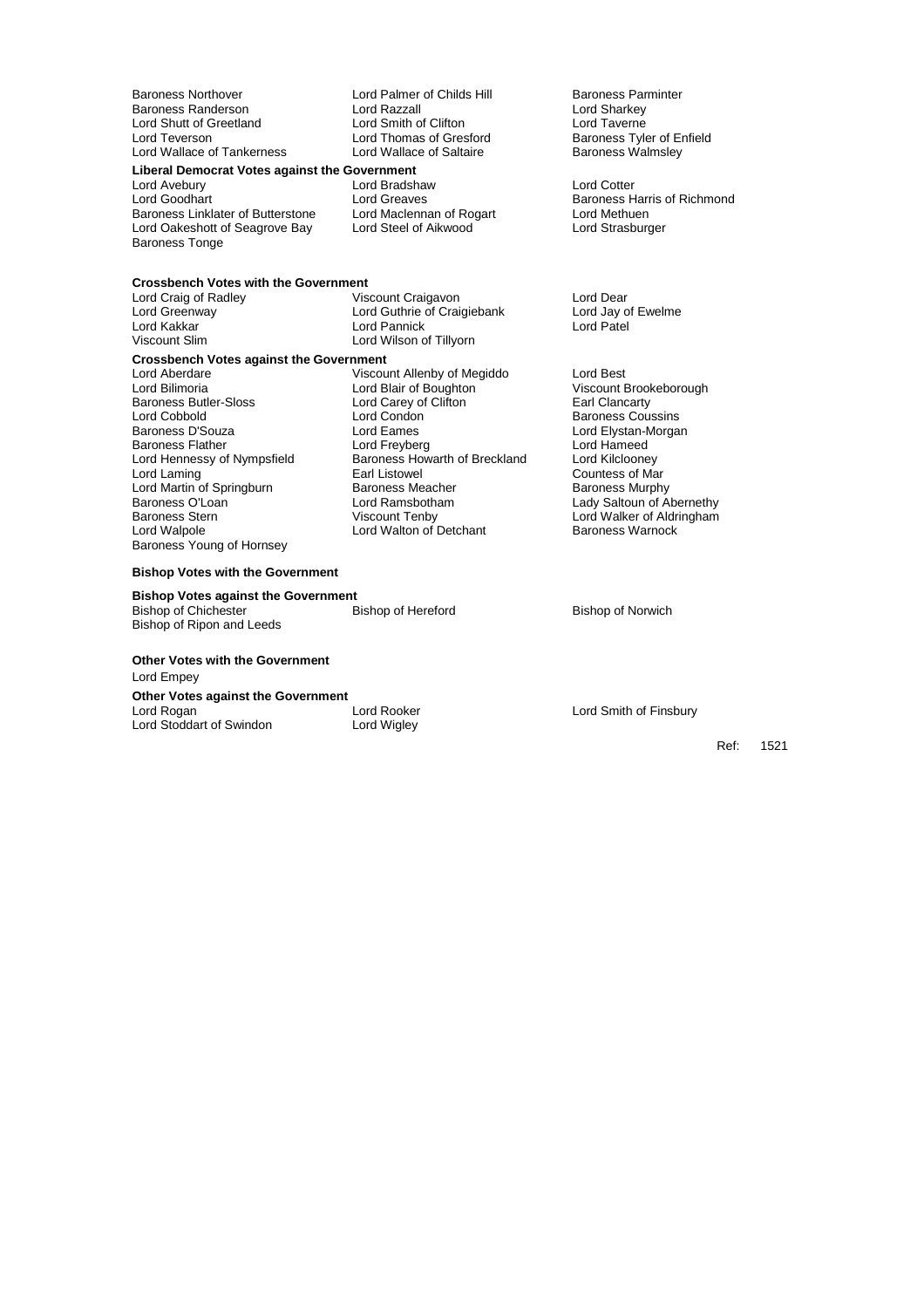Baroness Northover
Lord Palmer of Childs Hill
Baroness Parminter
Baroness Randerson
Lord Razzall
Lord Sharkey
Lord Shutt of Greetland
Lord Smith of Clifton
Lord Taverne
Lord Teverson
Lord Thomas of Gresford
Baroness Tyler of Enfield
Lord Wallace of Tankerness
Lord Wallace of Saltaire
Baroness Walmsley

**Liberal Democrat Votes against the Government**

Lord Avebury
Lord Bradshaw
Lord Cotter
Lord Goodhart
Lord Greaves
Baroness Harris of Richmond
Baroness Linklater of Butterstone
Lord Maclennan of Rogart
Lord Methuen
Lord Oakeshott of Seagrove Bay
Lord Steel of Aikwood
Lord Strasburger
Baroness Tonge

**Crossbench Votes with the Government**

Lord Craig of Radley
Viscount Craigavon
Lord Dear
Lord Greenway
Lord Guthrie of Craigiebank
Lord Jay of Ewelme
Lord Kakkar
Lord Pannick
Lord Patel
Viscount Slim
Lord Wilson of Tillyorn

**Crossbench Votes against the Government**

Lord Aberdare
Viscount Allenby of Megiddo
Lord Best
Lord Bilimoria
Lord Blair of Boughton
Viscount Brookeborough
Baroness Butler-Sloss
Lord Carey of Clifton
Earl Clancarty
Lord Cobbold
Lord Condon
Baroness Coussins
Baroness D'Souza
Lord Eames
Lord Elystan-Morgan
Baroness Flather
Lord Freyberg
Lord Hameed
Lord Hennessy of Nympsfield
Baroness Howarth of Breckland
Lord Kilclooney
Lord Laming
Earl Listowel
Countess of Mar
Lord Martin of Springburn
Baroness Meacher
Baroness Murphy
Baroness O'Loan
Lord Ramsbotham
Lady Saltoun of Abernethy
Baroness Stern
Viscount Tenby
Lord Walker of Aldringham
Lord Walpole
Lord Walton of Detchant
Baroness Warnock
Baroness Young of Hornsey

**Bishop Votes with the Government**

**Bishop Votes against the Government**

Bishop of Chichester
Bishop of Hereford
Bishop of Norwich
Bishop of Ripon and Leeds

**Other Votes with the Government**

Lord Empey

**Other Votes against the Government**

Lord Rogan
Lord Rooker
Lord Smith of Finsbury
Lord Stoddart of Swindon
Lord Wigley

Ref: 1521